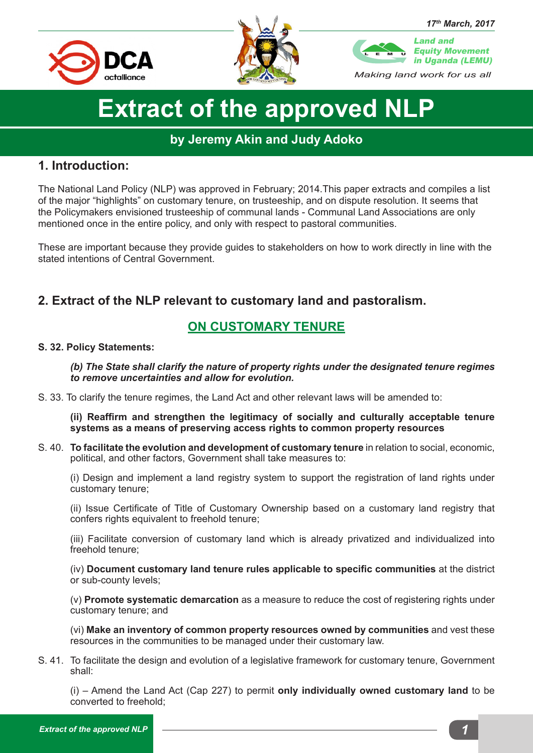17th March, 2017

Land and Equity Movement in Uganda (LEMU)

*Making land work for us all*

# Extract of the approved NLP

## by Jeremy Akin and Judy Adoko

## 1. Introduction:

The National Land Policy (NLP) was approved in February; 2014.This paper extracts and compiles a list of the major "highlights" on customary tenure, on trusteeship, and on dispute resolution. It seems that the Policymakers envisioned trusteeship of communal lands - Communal Land Associations are only mentioned once in the entire policy, and only with respect to pastoral communities.

These are important because they provide guides to stakeholders on how to work directly in line with the stated intentions of Central Government.

## 2. Extract of the NLP relevant to customary land and pastoralism.

### ON CUSTOMARY TENURE

**S. 32. Policy Statements:**

> ***(b) The State shall clarify the nature of property rights under the designated tenure regimes to remove uncertainties and allow for evolution.***

S. 33. To clarify the tenure regimes, the Land Act and other relevant laws will be amended to:

> **(ii) Reaffirm and strengthen the legitimacy of socially and culturally acceptable tenure systems as a means of preserving access rights to common property resources**

S. 40. **To facilitate the evolution and development of customary tenure** in relation to social, economic, political, and other factors, Government shall take measures to:

> (i) Design and implement a land registry system to support the registration of land rights under customary tenure;
>
> (ii) Issue Certificate of Title of Customary Ownership based on a customary land registry that confers rights equivalent to freehold tenure;
>
> (iii) Facilitate conversion of customary land which is already privatized and individualized into freehold tenure;
>
> (iv) **Document customary land tenure rules applicable to specific communities** at the district or sub-county levels;
>
> (v) **Promote systematic demarcation** as a measure to reduce the cost of registering rights under customary tenure; and
>
> (vi) **Make an inventory of common property resources owned by communities** and vest these resources in the communities to be managed under their customary law.

S. 41. To facilitate the design and evolution of a legislative framework for customary tenure, Government shall:

> (i) – Amend the Land Act (Cap 227) to permit **only individually owned customary land** to be converted to freehold;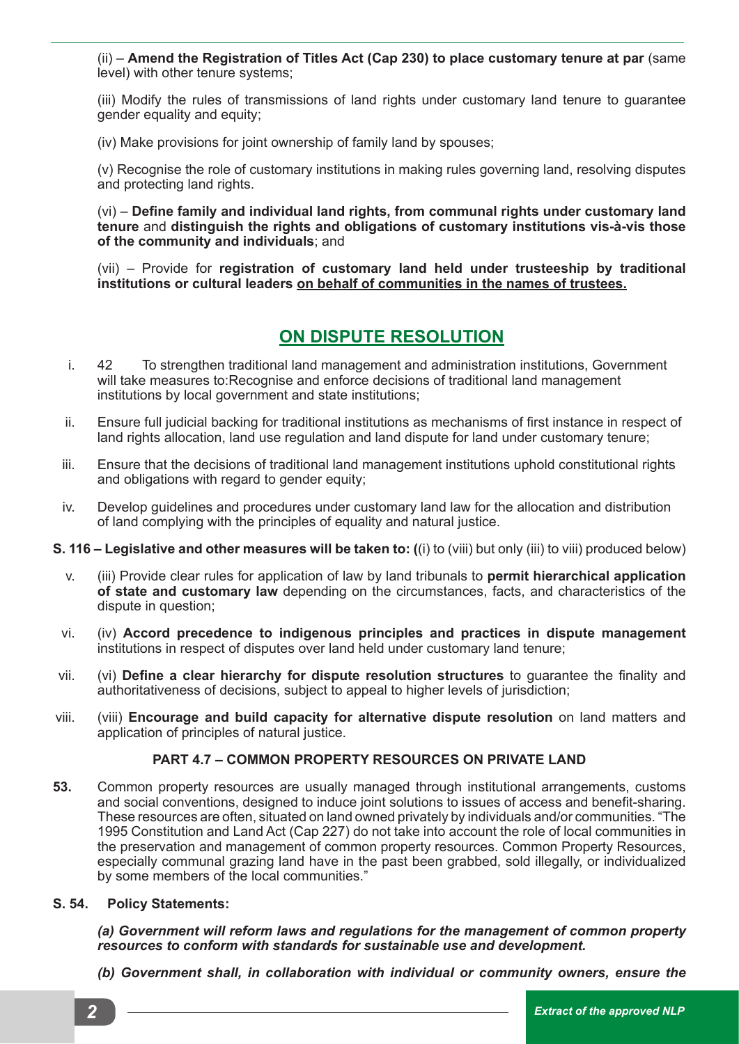(ii) – **Amend the Registration of Titles Act (Cap 230) to place customary tenure at par** (same level) with other tenure systems;

(iii) Modify the rules of transmissions of land rights under customary land tenure to guarantee gender equality and equity;

(iv) Make provisions for joint ownership of family land by spouses;

(v) Recognise the role of customary institutions in making rules governing land, resolving disputes and protecting land rights.

(vi) – **Define family and individual land rights, from communal rights under customary land tenure** and **distinguish the rights and obligations of customary institutions vis-à-vis those of the community and individuals**; and

(vii) – Provide for **registration of customary land held under trusteeship by traditional institutions or cultural leaders <u>on behalf of communities in the names of trustees.</u>**

## <u>ON DISPUTE RESOLUTION</u>

i. 42 To strengthen traditional land management and administration institutions, Government will take measures to:Recognise and enforce decisions of traditional land management institutions by local government and state institutions;

ii. Ensure full judicial backing for traditional institutions as mechanisms of first instance in respect of land rights allocation, land use regulation and land dispute for land under customary tenure;

iii. Ensure that the decisions of traditional land management institutions uphold constitutional rights and obligations with regard to gender equity;

iv. Develop guidelines and procedures under customary land law for the allocation and distribution of land complying with the principles of equality and natural justice.

**S. 116 – Legislative and other measures will be taken to: (**(i) to (viii) but only (iii) to viii) produced below)

v. (iii) Provide clear rules for application of law by land tribunals to **permit hierarchical application of state and customary law** depending on the circumstances, facts, and characteristics of the dispute in question;

vi. (iv) **Accord precedence to indigenous principles and practices in dispute management** institutions in respect of disputes over land held under customary land tenure;

vii. (vi) **Define a clear hierarchy for dispute resolution structures** to guarantee the finality and authoritativeness of decisions, subject to appeal to higher levels of jurisdiction;

viii. (viii) **Encourage and build capacity for alternative dispute resolution** on land matters and application of principles of natural justice.

### PART 4.7 – COMMON PROPERTY RESOURCES ON PRIVATE LAND

**53.** Common property resources are usually managed through institutional arrangements, customs and social conventions, designed to induce joint solutions to issues of access and benefit-sharing. These resources are often, situated on land owned privately by individuals and/or communities. "The 1995 Constitution and Land Act (Cap 227) do not take into account the role of local communities in the preservation and management of common property resources. Common Property Resources, especially communal grazing land have in the past been grabbed, sold illegally, or individualized by some members of the local communities."

**S. 54. Policy Statements:**

***(a) Government will reform laws and regulations for the management of common property resources to conform with standards for sustainable use and development.***

***(b) Government shall, in collaboration with individual or community owners, ensure the***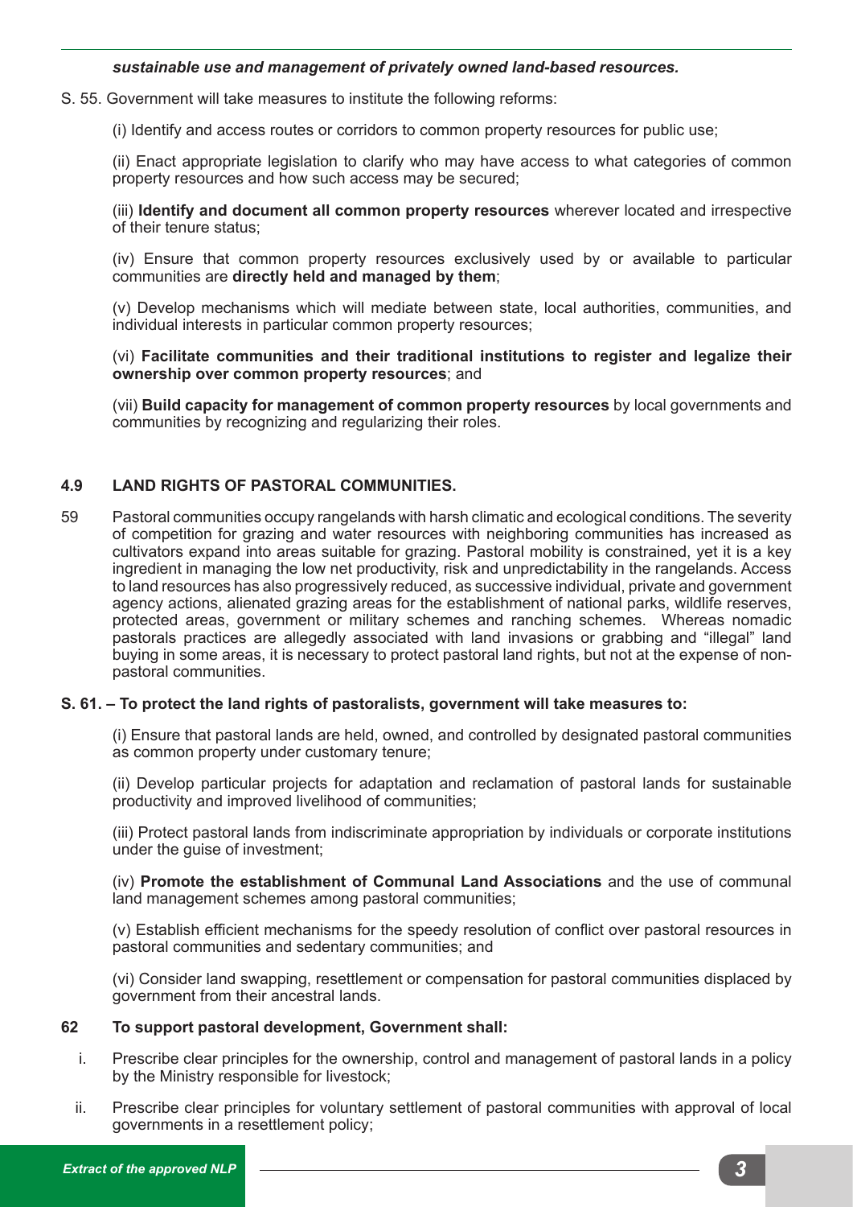***sustainable use and management of privately owned land-based resources.***

S. 55. Government will take measures to institute the following reforms:

(i) Identify and access routes or corridors to common property resources for public use;

(ii) Enact appropriate legislation to clarify who may have access to what categories of common property resources and how such access may be secured;

(iii) **Identify and document all common property resources** wherever located and irrespective of their tenure status;

(iv) Ensure that common property resources exclusively used by or available to particular communities are **directly held and managed by them**;

(v) Develop mechanisms which will mediate between state, local authorities, communities, and individual interests in particular common property resources;

(vi) **Facilitate communities and their traditional institutions to register and legalize their ownership over common property resources**; and

(vii) **Build capacity for management of common property resources** by local governments and communities by recognizing and regularizing their roles.

## 4.9 LAND RIGHTS OF PASTORAL COMMUNITIES.

59 Pastoral communities occupy rangelands with harsh climatic and ecological conditions. The severity of competition for grazing and water resources with neighboring communities has increased as cultivators expand into areas suitable for grazing. Pastoral mobility is constrained, yet it is a key ingredient in managing the low net productivity, risk and unpredictability in the rangelands. Access to land resources has also progressively reduced, as successive individual, private and government agency actions, alienated grazing areas for the establishment of national parks, wildlife reserves, protected areas, government or military schemes and ranching schemes. Whereas nomadic pastorals practices are allegedly associated with land invasions or grabbing and "illegal" land buying in some areas, it is necessary to protect pastoral land rights, but not at the expense of non-pastoral communities.

**S. 61. – To protect the land rights of pastoralists, government will take measures to:**

(i) Ensure that pastoral lands are held, owned, and controlled by designated pastoral communities as common property under customary tenure;

(ii) Develop particular projects for adaptation and reclamation of pastoral lands for sustainable productivity and improved livelihood of communities;

(iii) Protect pastoral lands from indiscriminate appropriation by individuals or corporate institutions under the guise of investment;

(iv) **Promote the establishment of Communal Land Associations** and the use of communal land management schemes among pastoral communities;

(v) Establish efficient mechanisms for the speedy resolution of conflict over pastoral resources in pastoral communities and sedentary communities; and

(vi) Consider land swapping, resettlement or compensation for pastoral communities displaced by government from their ancestral lands.

**62 To support pastoral development, Government shall:**

i. Prescribe clear principles for the ownership, control and management of pastoral lands in a policy by the Ministry responsible for livestock;

ii. Prescribe clear principles for voluntary settlement of pastoral communities with approval of local governments in a resettlement policy;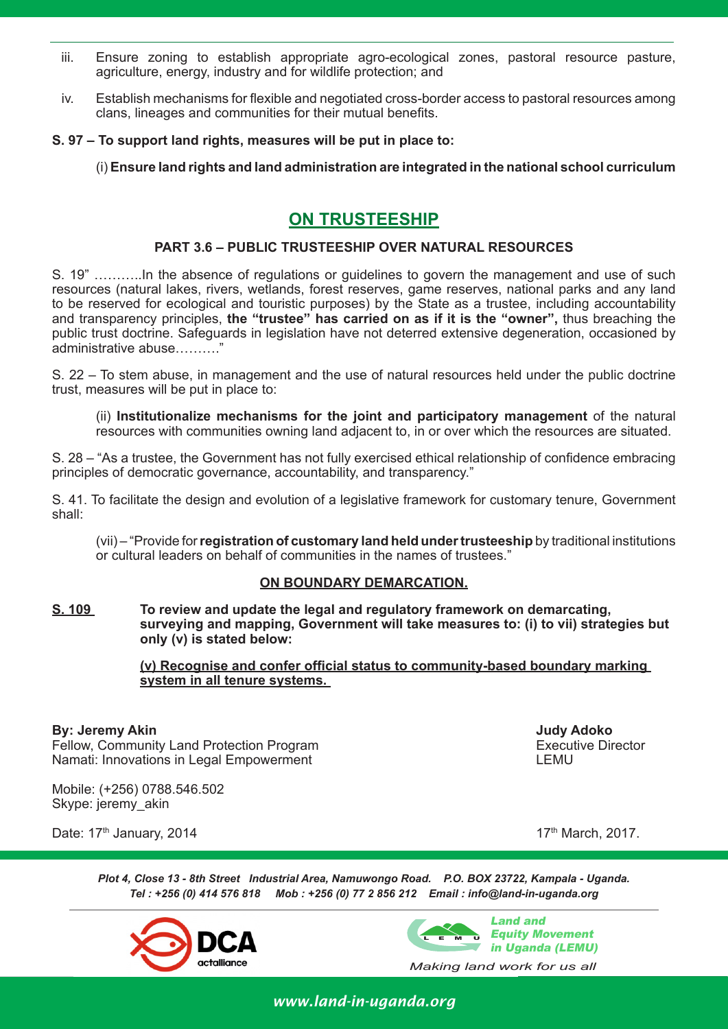iii. Ensure zoning to establish appropriate agro-ecological zones, pastoral resource pasture, agriculture, energy, industry and for wildlife protection; and

iv. Establish mechanisms for flexible and negotiated cross-border access to pastoral resources among clans, lineages and communities for their mutual benefits.

**S. 97 – To support land rights, measures will be put in place to:**

(i) **Ensure land rights and land administration are integrated in the national school curriculum**

## ON TRUSTEESHIP

### PART 3.6 – PUBLIC TRUSTEESHIP OVER NATURAL RESOURCES

S. 19" ………..In the absence of regulations or guidelines to govern the management and use of such resources (natural lakes, rivers, wetlands, forest reserves, game reserves, national parks and any land to be reserved for ecological and touristic purposes) by the State as a trustee, including accountability and transparency principles, **the "trustee" has carried on as if it is the "owner",** thus breaching the public trust doctrine. Safeguards in legislation have not deterred extensive degeneration, occasioned by administrative abuse………."

S. 22 – To stem abuse, in management and the use of natural resources held under the public doctrine trust, measures will be put in place to:

(ii) **Institutionalize mechanisms for the joint and participatory management** of the natural resources with communities owning land adjacent to, in or over which the resources are situated.

S. 28 – "As a trustee, the Government has not fully exercised ethical relationship of confidence embracing principles of democratic governance, accountability, and transparency."

S. 41. To facilitate the design and evolution of a legislative framework for customary tenure, Government shall:

(vii) – "Provide for **registration of customary land held under trusteeship** by traditional institutions or cultural leaders on behalf of communities in the names of trustees."

## ON BOUNDARY DEMARCATION.

**S. 109** **To review and update the legal and regulatory framework on demarcating, surveying and mapping, Government will take measures to: (i) to vii) strategies but only (v) is stated below:**

**(v) Recognise and confer official status to community-based boundary marking system in all tenure systems.**

**By: Jeremy Akin**
Fellow, Community Land Protection Program
Namati: Innovations in Legal Empowerment

Mobile: (+256) 0788.546.502
Skype: jeremy_akin

Date: 17th January, 2014

**Judy Adoko**
Executive Director
LEMU

17th March, 2017.

*Plot 4, Close 13 - 8th Street Industrial Area, Namuwongo Road. P.O. BOX 23722, Kampala - Uganda.*
*Tel : +256 (0) 414 576 818 Mob : +256 (0) 77 2 856 212 Email : info@land-in-uganda.org*

DCA actalliance

Land and Equity Movement in Uganda (LEMU)
*Making land work for us all*

www.land-in-uganda.org